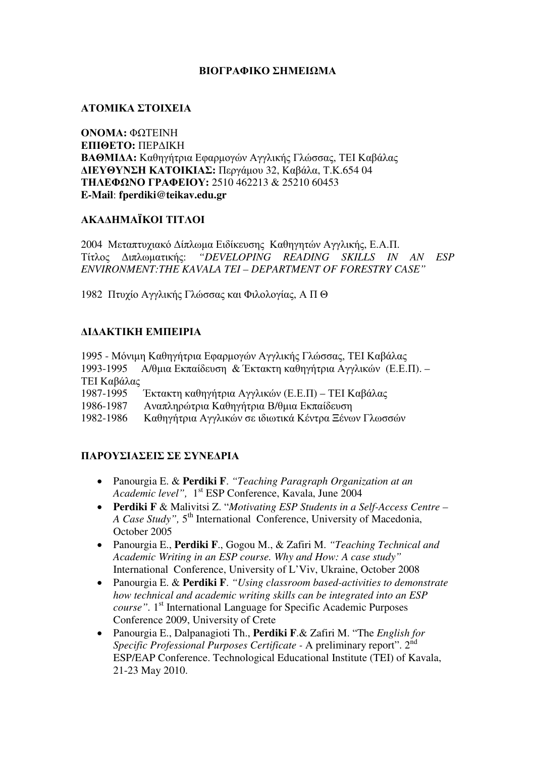# ΒΙΟΓΡΑΦΙΚΟ ΣΗΜΕΙΩΜΑ

## ΑΤΟΜΙΚΑ ΣΤΟΙΧΕΙΑ

**ΟΝΟΜΑ:** ΦΩΤΕΙΝΗ
**ΕΠΙΘΕΤΟ:** ΠΕΡΔΙΚΗ
**ΒΑΘΜΙΔΑ:** Καθηγήτρια Εφαρμογών Αγγλικής Γλώσσας, ΤΕΙ Καβάλας
**ΔΙΕΥΘΥΝΣΗ ΚΑΤΟΙΚΙΑΣ:** Περγάμου 32, Καβάλα, Τ.Κ.654 04
**ΤΗΛΕΦΩΝΟ ΓΡΑΦΕΙΟΥ:** 2510 462213 & 25210 60453
**E-Mail**: **fperdiki@teikav.edu.gr**

## ΑΚΑΔΗΜΑΪΚΟΙ ΤΙΤΛΟΙ

2004 Μεταπτυχιακό Δίπλωμα Ειδίκευσης Καθηγητών Αγγλικής, Ε.Α.Π.
Τίτλος Διπλωματικής: *"DEVELOPING READING SKILLS IN AN ESP ENVIRONMENT:THE KAVALA TEI – DEPARTMENT OF FORESTRY CASE"*

1982 Πτυχίο Αγγλικής Γλώσσας και Φιλολογίας, Α Π Θ

## ΔΙΔΑΚΤΙΚΗ ΕΜΠΕΙΡΙΑ

1995 - Μόνιμη Καθηγήτρια Εφαρμογών Αγγλικής Γλώσσας, ΤΕΙ Καβάλας
1993-1995 Α/θμια Εκπαίδευση & Έκτακτη καθηγήτρια Αγγλικών (Ε.Ε.Π). – ΤΕΙ Καβάλας
1987-1995 Έκτακτη καθηγήτρια Αγγλικών (Ε.Ε.Π) – ΤΕΙ Καβάλας
1986-1987 Αναπληρώτρια Καθηγήτρια Β/θμια Εκπαίδευση
1982-1986 Καθηγήτρια Αγγλικών σε ιδιωτικά Κέντρα Ξένων Γλωσσών

## ΠΑΡΟΥΣΙΑΣΕΙΣ ΣΕ ΣΥΝΕΔΡΙΑ

- Panourgia E. & **Perdiki F**. *"Teaching Paragraph Organization at an Academic level",* 1st ESP Conference, Kavala, June 2004
- **Perdiki F** & Malivitsi Z. "*Motivating ESP Students in a Self-Access Centre – A Case Study",* 5th International Conference, University of Macedonia, October 2005
- Panourgia E., **Perdiki F**., Gogou M., & Zafiri M. *"Teaching Technical and Academic Writing in an ESP course. Why and How: A case study"* International Conference, University of L'Viv, Ukraine, October 2008
- Panourgia E. & **Perdiki F**. *"Using classroom based-activities to demonstrate how technical and academic writing skills can be integrated into an ESP course".* 1st International Language for Specific Academic Purposes Conference 2009, University of Crete
- Panourgia E., Dalpanagioti Th., **Perdiki F**.& Zafiri M. "The *English for Specific Professional Purposes Certificate* - A preliminary report". 2nd ESP/EAP Conference. Technological Educational Institute (TEI) of Kavala, 21-23 May 2010.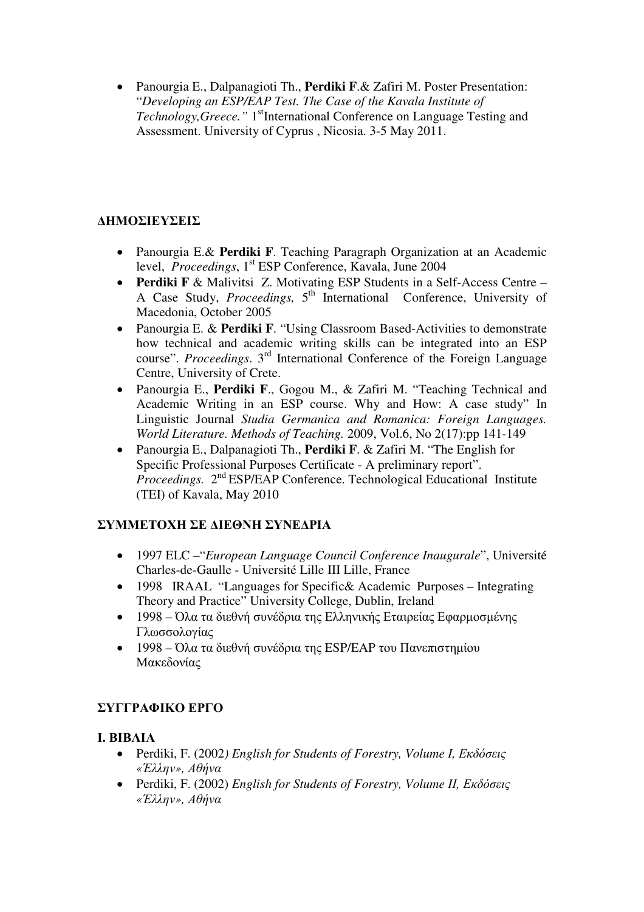- Panourgia E., Dalpanagioti Th., **Perdiki F**.& Zafiri M. Poster Presentation: "*Developing an ESP/EAP Test. The Case of the Kavala Institute of Technology,Greece.*" 1st International Conference on Language Testing and Assessment. University of Cyprus , Nicosia. 3-5 May 2011.

## ΔΗΜΟΣΙΕΥΣΕΙΣ

- Panourgia E.& **Perdiki F**. Teaching Paragraph Organization at an Academic level, *Proceedings*, 1st ESP Conference, Kavala, June 2004
- **Perdiki F** & Malivitsi Z. Motivating ESP Students in a Self-Access Centre – A Case Study, *Proceedings,* 5th International Conference, University of Macedonia, October 2005
- Panourgia E. & **Perdiki F**. "Using Classroom Based-Activities to demonstrate how technical and academic writing skills can be integrated into an ESP course". *Proceedings*. 3rd International Conference of the Foreign Language Centre, University of Crete.
- Panourgia E., **Perdiki F**., Gogou M., & Zafiri M. "Teaching Technical and Academic Writing in an ESP course. Why and How: A case study" In Linguistic Journal *Studia Germanica and Romanica: Foreign Languages. World Literature. Methods of Teaching.* 2009, Vol.6, No 2(17):pp 141-149
- Panourgia E., Dalpanagioti Th., **Perdiki F**. & Zafiri M. "The English for Specific Professional Purposes Certificate - A preliminary report". *Proceedings.* 2nd ESP/EAP Conference. Technological Educational Institute (TEI) of Kavala, May 2010

## ΣΥΜΜΕΤΟΧΗ ΣΕ ΔΙΕΘΝΗ ΣΥΝΕΔΡΙΑ

- 1997 ELC –"*European Language Council Conference Inaugurale*", Université Charles-de-Gaulle - Université Lille III Lille, France
- 1998 IRAAL "Languages for Specific& Academic Purposes – Integrating Theory and Practice" University College, Dublin, Ireland
- 1998 – Όλα τα διεθνή συνέδρια της Ελληνικής Εταιρείας Εφαρμοσμένης Γλωσσολογίας
- 1998 – Όλα τα διεθνή συνέδρια της ESP/EAP του Πανεπιστημίου Μακεδονίας

## ΣΥΓΓΡΑΦΙΚΟ ΕΡΓΟ

### Ι. ΒΙΒΛΙΑ

- Perdiki, F. (2002*) English for Students of Forestry, Volume I, Εκδόσεις «Έλλην», Αθήνα*
- Perdiki, F. (2002) *English for Students of Forestry, Volume II, Εκδόσεις «Έλλην», Αθήνα*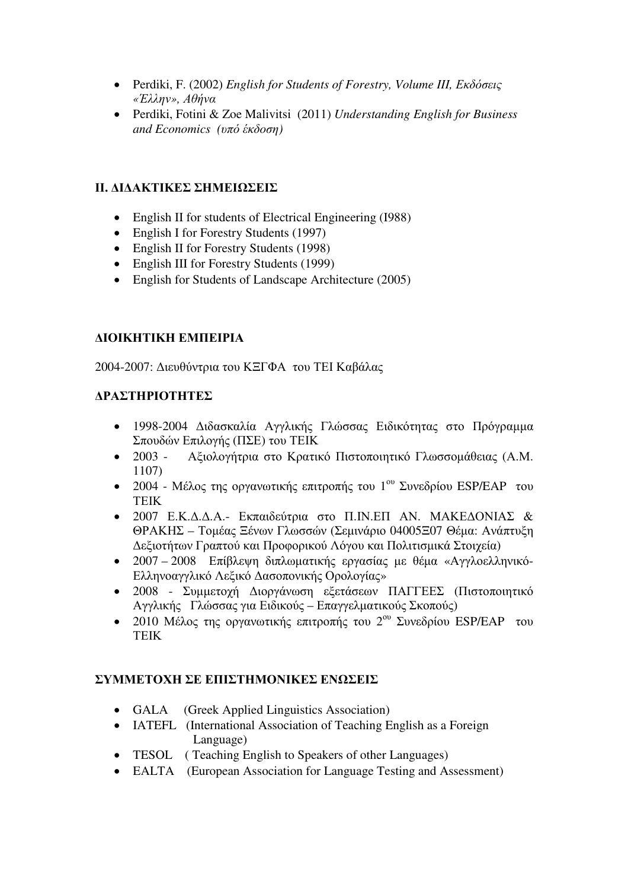- Perdiki, F. (2002) *English for Students of Forestry, Volume III, Εκδόσεις «Έλλην», Αθήνα*
- Perdiki, Fotini & Zoe Malivitsi (2011) *Understanding English for Business and Economics (υπό έκδοση)*

### II. ΔΙΔΑΚΤΙΚΕΣ ΣΗΜΕΙΩΣΕΙΣ

- English II for students of Electrical Engineering (I988)
- English I for Forestry Students (1997)
- English II for Forestry Students (1998)
- English III for Forestry Students (1999)
- English for Students of Landscape Architecture (2005)

## ΔΙΟΙΚΗΤΙΚΗ ΕΜΠΕΙΡΙΑ

2004-2007: Διευθύντρια του ΚΞΓΦΑ του ΤΕΙ Καβάλας

## ΔΡΑΣΤΗΡΙΟΤΗΤΕΣ

- 1998-2004 Διδασκαλία Αγγλικής Γλώσσας Ειδικότητας στο Πρόγραμμα Σπουδών Επιλογής (ΠΣΕ) του ΤΕΙΚ
- 2003 - Αξιολογήτρια στο Κρατικό Πιστοποιητικό Γλωσσομάθειας (Α.Μ. 1107)
- 2004 - Μέλος της οργανωτικής επιτροπής του 1[ου] Συνεδρίου ESP/EAP του ΤΕΙΚ
- 2007 Ε.Κ.Δ.Δ.Α.- Εκπαιδεύτρια στο Π.ΙΝ.ΕΠ ΑΝ. ΜΑΚΕΔΟΝΙΑΣ & ΘΡΑΚΗΣ – Τομέας Ξένων Γλωσσών (Σεμινάριο 04005Ξ07 Θέμα: Ανάπτυξη Δεξιοτήτων Γραπτού και Προφορικού Λόγου και Πολιτισμικά Στοιχεία)
- 2007 – 2008 Επίβλεψη διπλωματικής εργασίας με θέμα «Αγγλοελληνικό-Ελληνοαγγλικό Λεξικό Δασοπονικής Ορολογίας»
- 2008 - Συμμετοχή Διοργάνωση εξετάσεων ΠΑΓΓΕΕΣ (Πιστοποιητικό Αγγλικής Γλώσσας για Ειδικούς – Επαγγελματικούς Σκοπούς)
- 2010 Μέλος της οργανωτικής επιτροπής του 2[ου] Συνεδρίου ESP/EAP του ΤΕΙΚ

## ΣΥΜΜΕΤΟΧΗ ΣΕ ΕΠΙΣΤΗΜΟΝΙΚΕΣ ΕΝΩΣΕΙΣ

- GALA (Greek Applied Linguistics Association)
- IATEFL (International Association of Teaching English as a Foreign Language)
- TESOL ( Teaching English to Speakers of other Languages)
- EALTA (European Association for Language Testing and Assessment)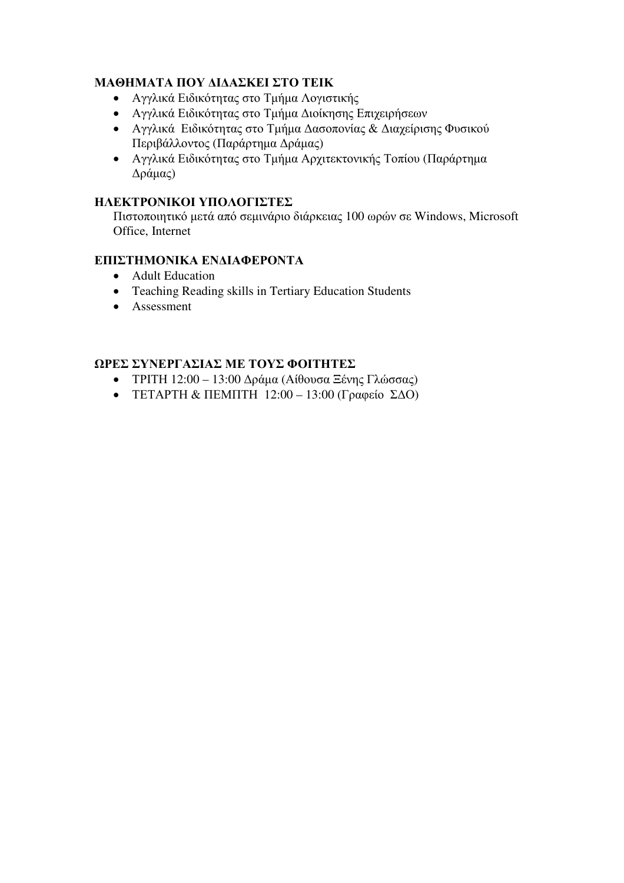**ΜΑΘΗΜΑΤΑ ΠΟΥ ΔΙΔΑΣΚΕΙ ΣΤΟ ΤΕΙΚ**

- Αγγλικά Ειδικότητας στο Τμήμα Λογιστικής
- Αγγλικά Ειδικότητας στο Τμήμα Διοίκησης Επιχειρήσεων
- Αγγλικά Ειδικότητας στο Τμήμα Δασοπονίας & Διαχείρισης Φυσικού Περιβάλλοντος (Παράρτημα Δράμας)
- Αγγλικά Ειδικότητας στο Τμήμα Αρχιτεκτονικής Τοπίου (Παράρτημα Δράμας)

**ΗΛΕΚΤΡΟΝΙΚΟΙ ΥΠΟΛΟΓΙΣΤΕΣ**

Πιστοποιητικό μετά από σεμινάριο διάρκειας 100 ωρών σε Windows, Microsoft Office, Internet

**ΕΠΙΣΤΗΜΟΝΙΚΑ ΕΝΔΙΑΦΕΡΟΝΤΑ**

- Adult Education
- Teaching Reading skills in Tertiary Education Students
- Assessment

**ΩΡΕΣ ΣΥΝΕΡΓΑΣΙΑΣ ΜΕ ΤΟΥΣ ΦΟΙΤΗΤΕΣ**

- ΤΡΙΤΗ 12:00 – 13:00 Δράμα (Αίθουσα Ξένης Γλώσσας)
- ΤΕΤΑΡΤΗ & ΠΕΜΠΤΗ 12:00 – 13:00 (Γραφείο ΣΔΟ)